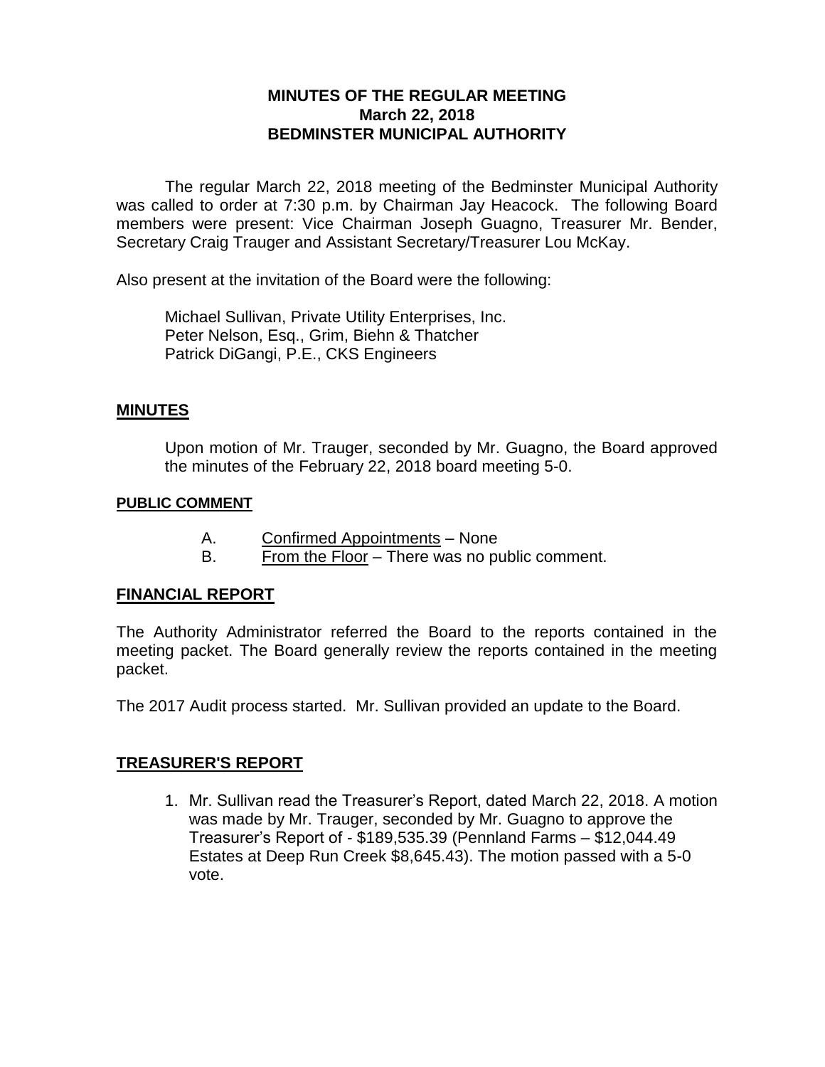# MINUTES OF THE REGULAR MEETING
## March 22, 2018
## BEDMINSTER MUNICIPAL AUTHORITY

The regular March 22, 2018 meeting of the Bedminster Municipal Authority was called to order at 7:30 p.m. by Chairman Jay Heacock. The following Board members were present: Vice Chairman Joseph Guagno, Treasurer Mr. Bender, Secretary Craig Trauger and Assistant Secretary/Treasurer Lou McKay.

Also present at the invitation of the Board were the following:

Michael Sullivan, Private Utility Enterprises, Inc.
Peter Nelson, Esq., Grim, Biehn & Thatcher
Patrick DiGangi, P.E., CKS Engineers

## MINUTES

Upon motion of Mr. Trauger, seconded by Mr. Guagno, the Board approved the minutes of the February 22, 2018 board meeting 5-0.

### PUBLIC COMMENT

A. Confirmed Appointments – None
B. From the Floor – There was no public comment.

## FINANCIAL REPORT

The Authority Administrator referred the Board to the reports contained in the meeting packet. The Board generally review the reports contained in the meeting packet.

The 2017 Audit process started. Mr. Sullivan provided an update to the Board.

## TREASURER'S REPORT

1. Mr. Sullivan read the Treasurer's Report, dated March 22, 2018. A motion was made by Mr. Trauger, seconded by Mr. Guagno to approve the Treasurer's Report of - $189,535.39 (Pennland Farms – $12,044.49 Estates at Deep Run Creek $8,645.43). The motion passed with a 5-0 vote.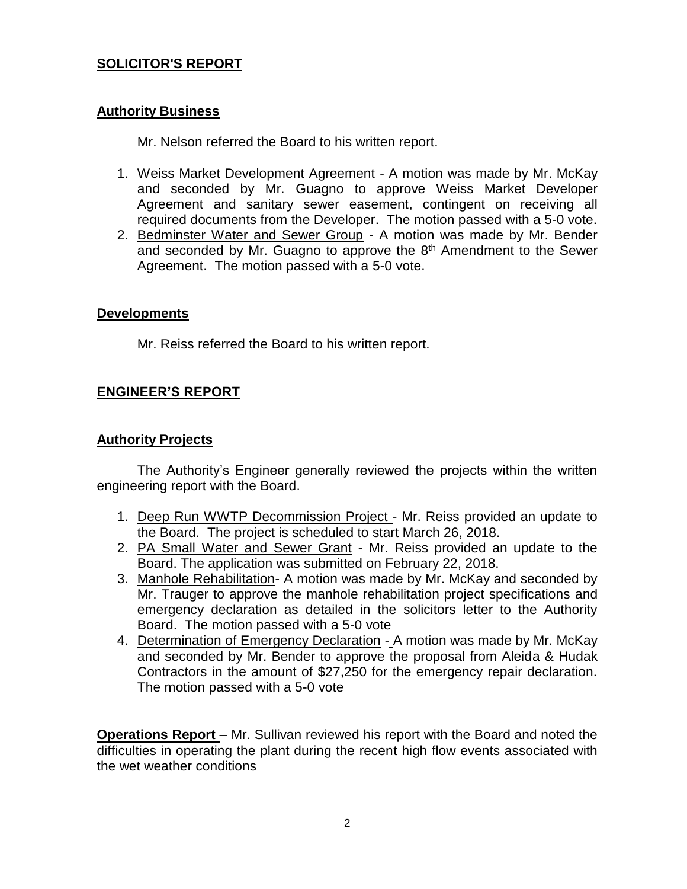## SOLICITOR'S REPORT

### Authority Business

Mr. Nelson referred the Board to his written report.

1. Weiss Market Development Agreement - A motion was made by Mr. McKay and seconded by Mr. Guagno to approve Weiss Market Developer Agreement and sanitary sewer easement, contingent on receiving all required documents from the Developer. The motion passed with a 5-0 vote.
2. Bedminster Water and Sewer Group - A motion was made by Mr. Bender and seconded by Mr. Guagno to approve the 8th Amendment to the Sewer Agreement. The motion passed with a 5-0 vote.

### Developments

Mr. Reiss referred the Board to his written report.

## ENGINEER'S REPORT

### Authority Projects

The Authority's Engineer generally reviewed the projects within the written engineering report with the Board.

1. Deep Run WWTP Decommission Project - Mr. Reiss provided an update to the Board. The project is scheduled to start March 26, 2018.
2. PA Small Water and Sewer Grant - Mr. Reiss provided an update to the Board. The application was submitted on February 22, 2018.
3. Manhole Rehabilitation- A motion was made by Mr. McKay and seconded by Mr. Trauger to approve the manhole rehabilitation project specifications and emergency declaration as detailed in the solicitors letter to the Authority Board. The motion passed with a 5-0 vote
4. Determination of Emergency Declaration - A motion was made by Mr. McKay and seconded by Mr. Bender to approve the proposal from Aleida & Hudak Contractors in the amount of $27,250 for the emergency repair declaration. The motion passed with a 5-0 vote

**Operations Report** – Mr. Sullivan reviewed his report with the Board and noted the difficulties in operating the plant during the recent high flow events associated with the wet weather conditions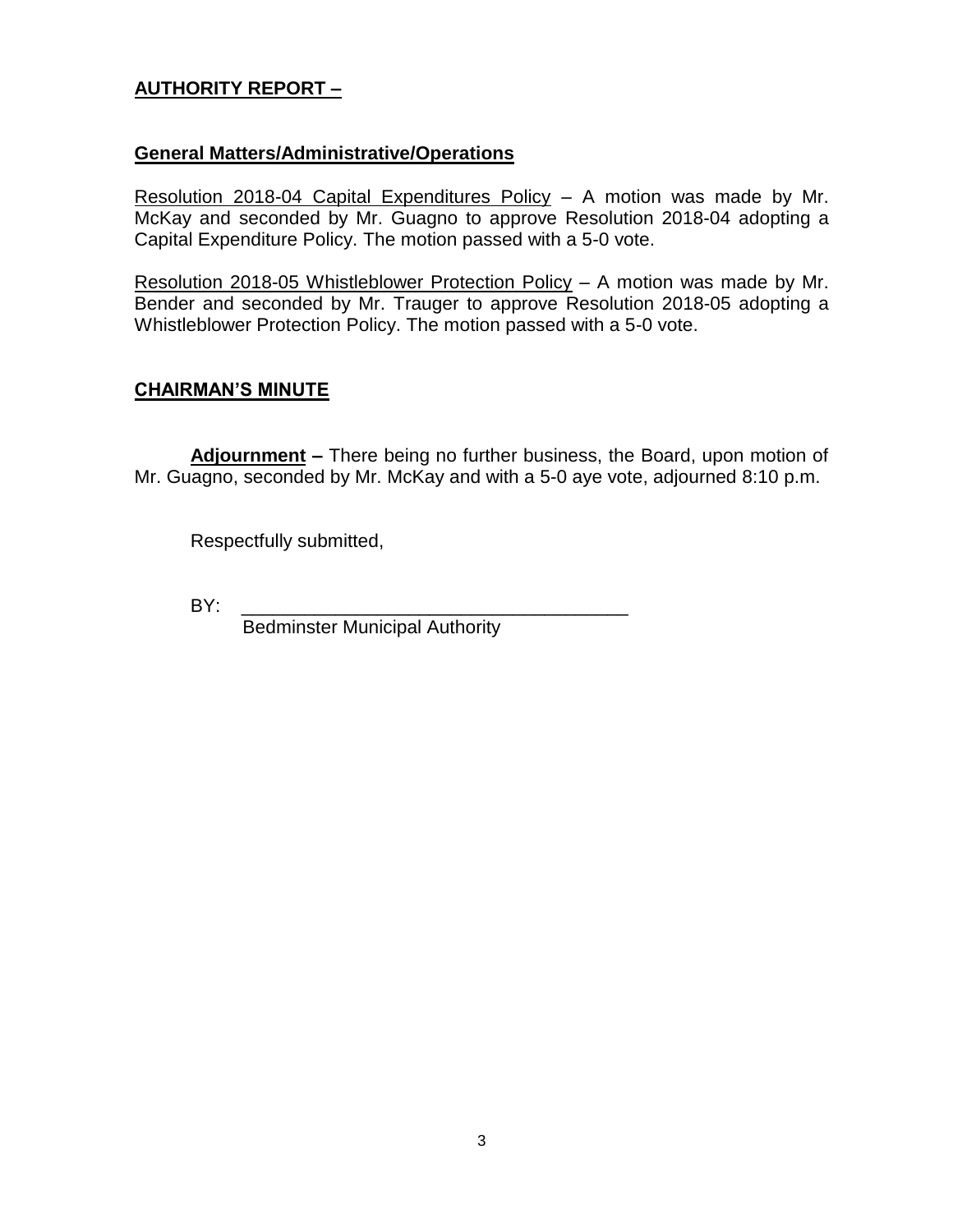## AUTHORITY REPORT –

### General Matters/Administrative/Operations

Resolution 2018-04 Capital Expenditures Policy – A motion was made by Mr. McKay and seconded by Mr. Guagno to approve Resolution 2018-04 adopting a Capital Expenditure Policy. The motion passed with a 5-0 vote.

Resolution 2018-05 Whistleblower Protection Policy – A motion was made by Mr. Bender and seconded by Mr. Trauger to approve Resolution 2018-05 adopting a Whistleblower Protection Policy. The motion passed with a 5-0 vote.

## CHAIRMAN'S MINUTE

**Adjournment –** There being no further business, the Board, upon motion of Mr. Guagno, seconded by Mr. McKay and with a 5-0 aye vote, adjourned 8:10 p.m.

Respectfully submitted,

BY: ______________________________________
Bedminster Municipal Authority